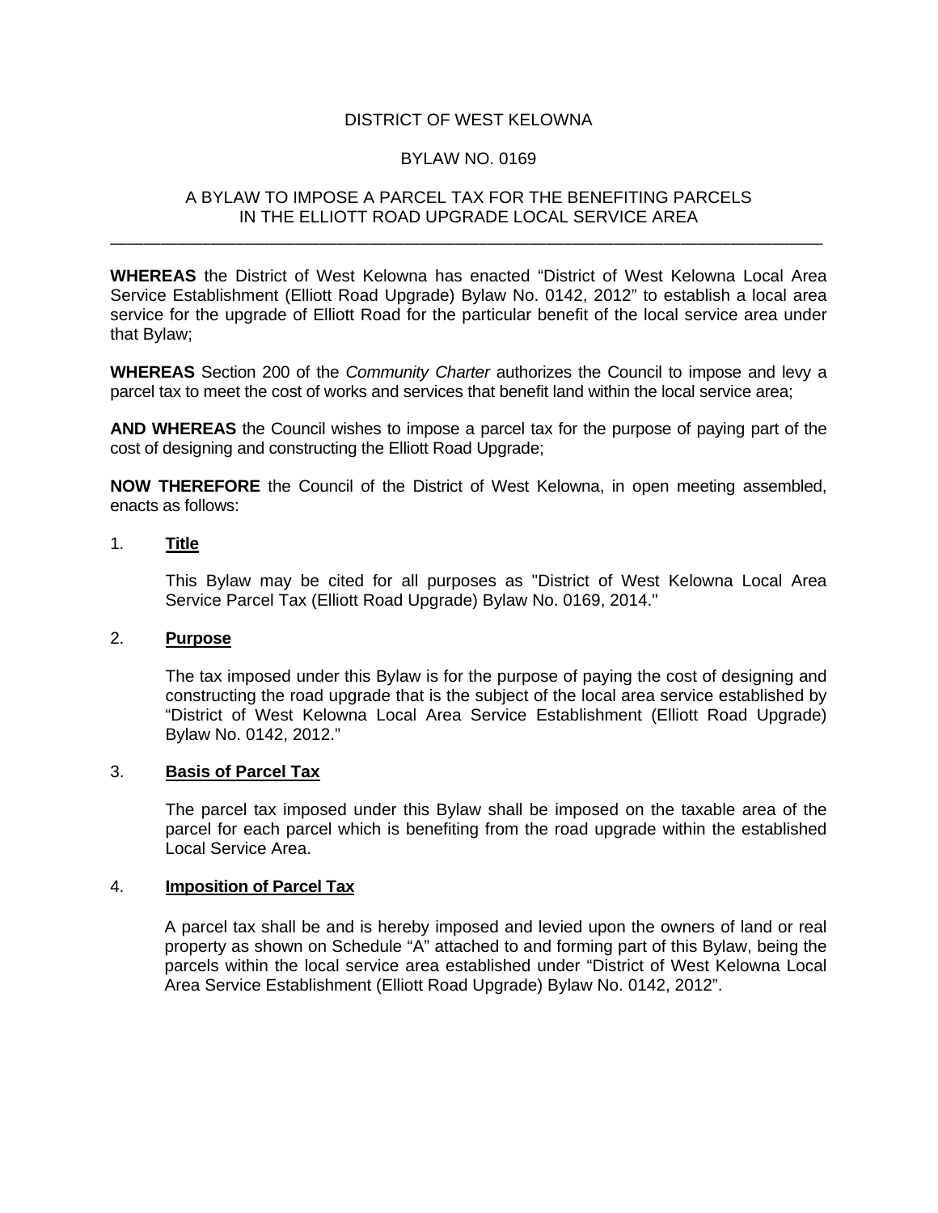DISTRICT OF WEST KELOWNA

BYLAW NO. 0169

A BYLAW TO IMPOSE A PARCEL TAX FOR THE BENEFITING PARCELS IN THE ELLIOTT ROAD UPGRADE LOCAL SERVICE AREA

---

**WHEREAS** the District of West Kelowna has enacted “District of West Kelowna Local Area Service Establishment (Elliott Road Upgrade) Bylaw No. 0142, 2012” to establish a local area service for the upgrade of Elliott Road for the particular benefit of the local service area under that Bylaw;

**WHEREAS** Section 200 of the *Community Charter* authorizes the Council to impose and levy a parcel tax to meet the cost of works and services that benefit land within the local service area;

**AND WHEREAS** the Council wishes to impose a parcel tax for the purpose of paying part of the cost of designing and constructing the Elliott Road Upgrade;

**NOW THEREFORE** the Council of the District of West Kelowna, in open meeting assembled, enacts as follows:

1. **Title**

   This Bylaw may be cited for all purposes as "District of West Kelowna Local Area Service Parcel Tax (Elliott Road Upgrade) Bylaw No. 0169, 2014."

2. **Purpose**

   The tax imposed under this Bylaw is for the purpose of paying the cost of designing and constructing the road upgrade that is the subject of the local area service established by “District of West Kelowna Local Area Service Establishment (Elliott Road Upgrade) Bylaw No. 0142, 2012.”

3. **Basis of Parcel Tax**

   The parcel tax imposed under this Bylaw shall be imposed on the taxable area of the parcel for each parcel which is benefiting from the road upgrade within the established Local Service Area.

4. **Imposition of Parcel Tax**

   A parcel tax shall be and is hereby imposed and levied upon the owners of land or real property as shown on Schedule “A” attached to and forming part of this Bylaw, being the parcels within the local service area established under “District of West Kelowna Local Area Service Establishment (Elliott Road Upgrade) Bylaw No. 0142, 2012”.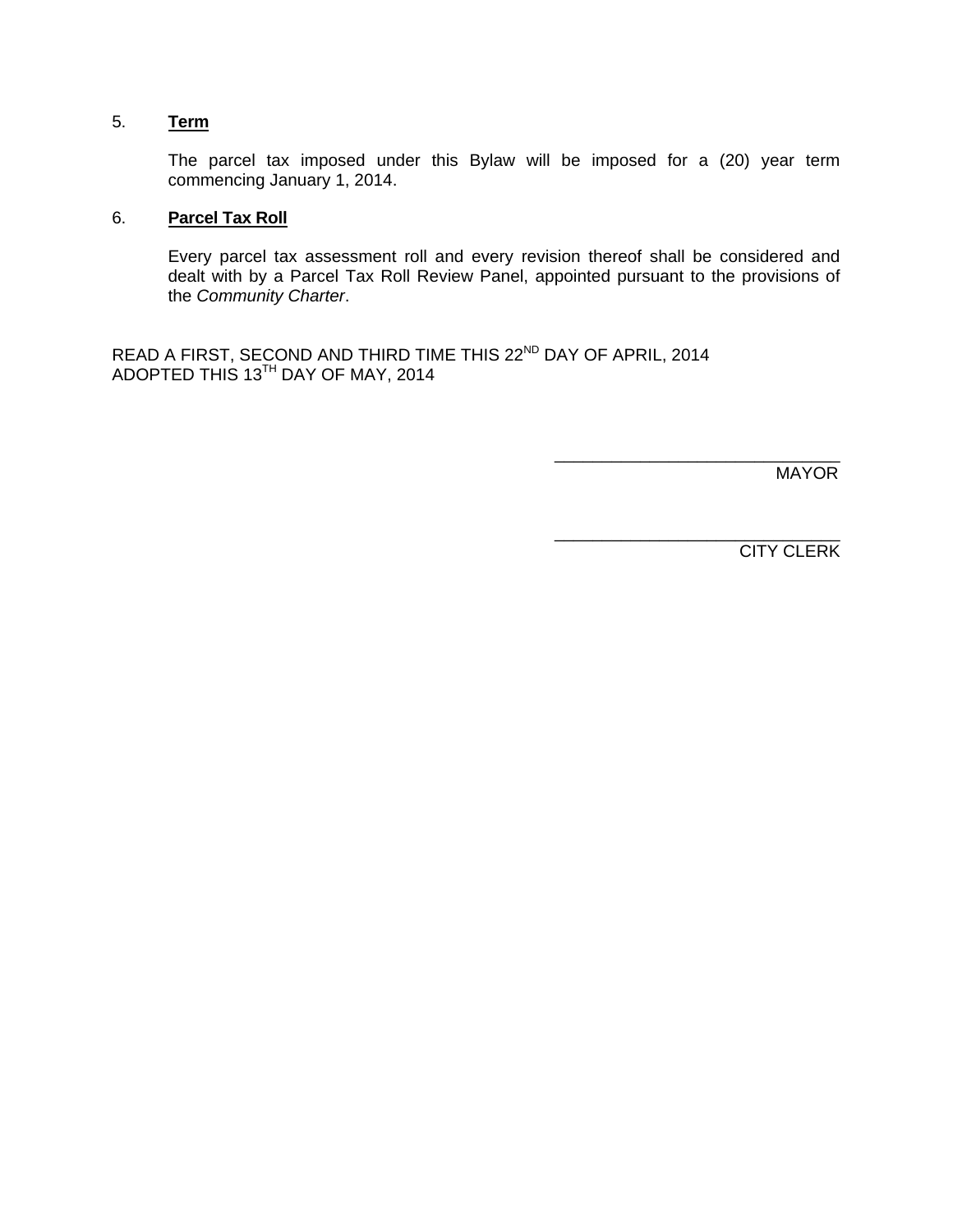5. **Term**

   The parcel tax imposed under this Bylaw will be imposed for a (20) year term commencing January 1, 2014.

6. **Parcel Tax Roll**

   Every parcel tax assessment roll and every revision thereof shall be considered and dealt with by a Parcel Tax Roll Review Panel, appointed pursuant to the provisions of the *Community Charter*.

READ A FIRST, SECOND AND THIRD TIME THIS 22ND DAY OF APRIL, 2014
ADOPTED THIS 13TH DAY OF MAY, 2014

\_\_\_\_\_\_\_\_\_\_\_\_\_\_\_\_\_\_\_\_\_\_\_\_\_\_\_\_\_\_
MAYOR

\_\_\_\_\_\_\_\_\_\_\_\_\_\_\_\_\_\_\_\_\_\_\_\_\_\_\_\_\_\_
CITY CLERK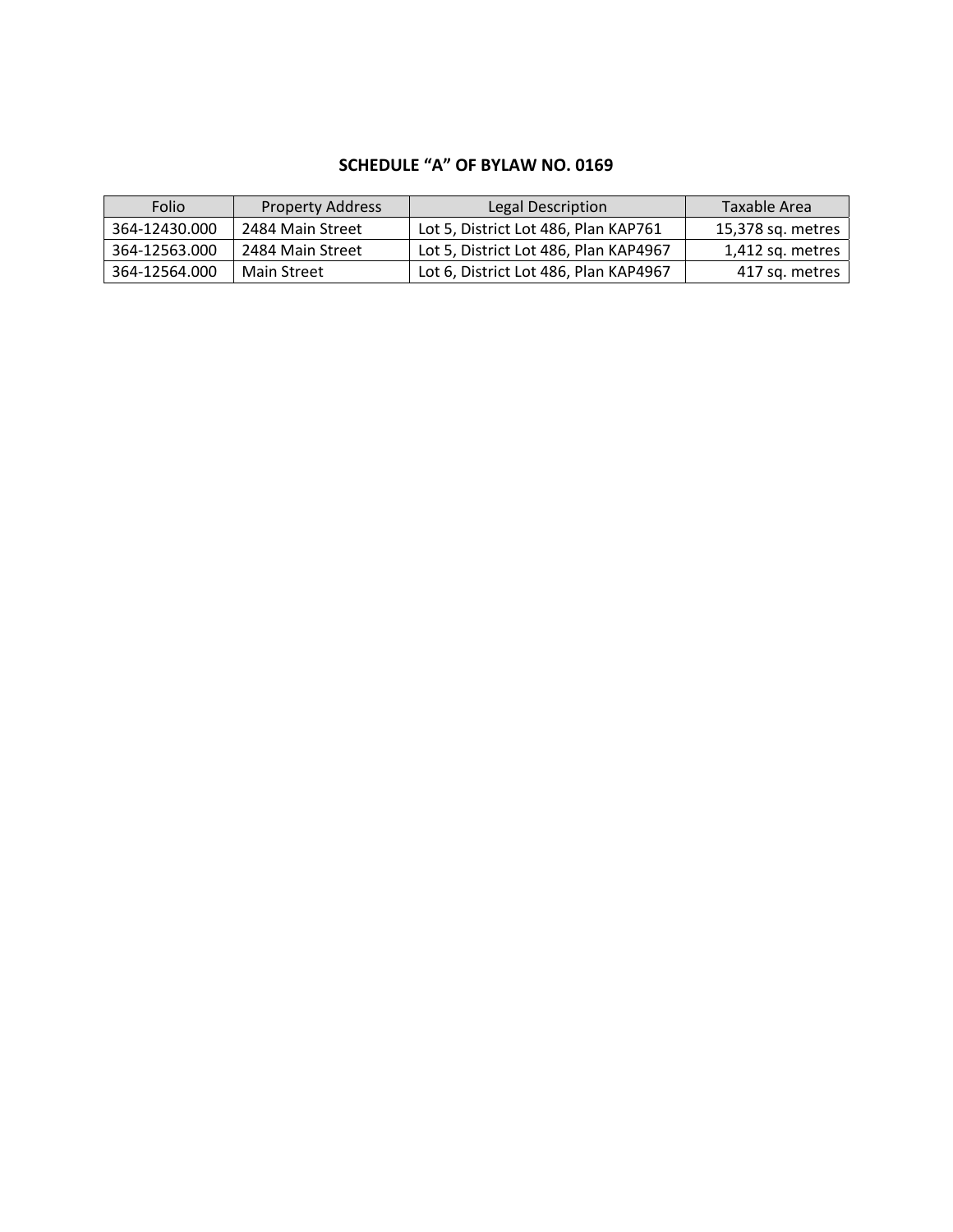## SCHEDULE "A" OF BYLAW NO. 0169

| Folio | Property Address | Legal Description | Taxable Area |
|---|---|---|---|
| 364-12430.000 | 2484 Main Street | Lot 5, District Lot 486, Plan KAP761 | 15,378 sq. metres |
| 364-12563.000 | 2484 Main Street | Lot 5, District Lot 486, Plan KAP4967 | 1,412 sq. metres |
| 364-12564.000 | Main Street | Lot 6, District Lot 486, Plan KAP4967 | 417 sq. metres |